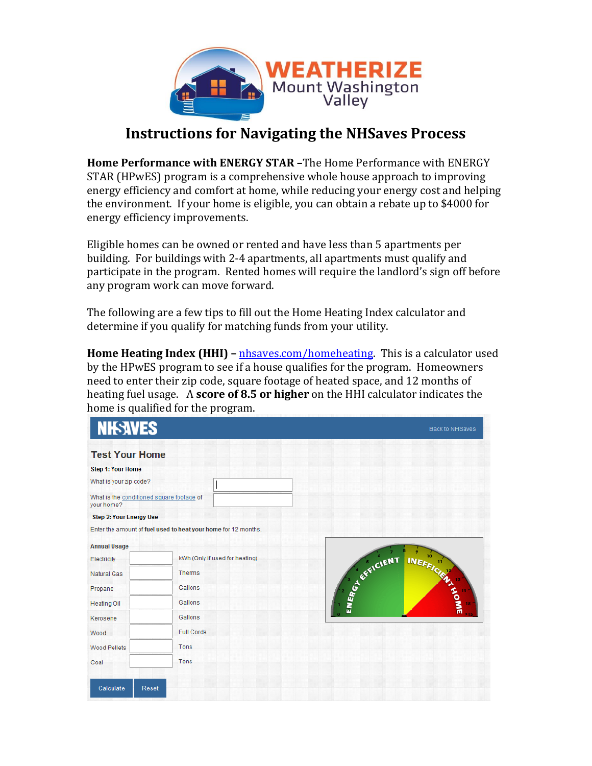# Instructions for Navigating the NHSaves Process

**Home Performance with ENERGY STAR –**The Home Performance with ENERGY STAR (HPwES) program is a comprehensive whole house approach to improving energy efficiency and comfort at home, while reducing your energy cost and helping the environment. If your home is eligible, you can obtain a rebate up to $4000 for energy efficiency improvements.

Eligible homes can be owned or rented and have less than 5 apartments per building. For buildings with 2-4 apartments, all apartments must qualify and participate in the program. Rented homes will require the landlord's sign off before any program work can move forward.

The following are a few tips to fill out the Home Heating Index calculator and determine if you qualify for matching funds from your utility.

**Home Heating Index (HHI) –** [nhsaves.com/homeheating](nhsaves.com/homeheating). This is a calculator used by the HPwES program to see if a house qualifies for the program. Homeowners need to enter their zip code, square footage of heated space, and 12 months of heating fuel usage. A **score of 8.5 or higher** on the HHI calculator indicates the home is qualified for the program.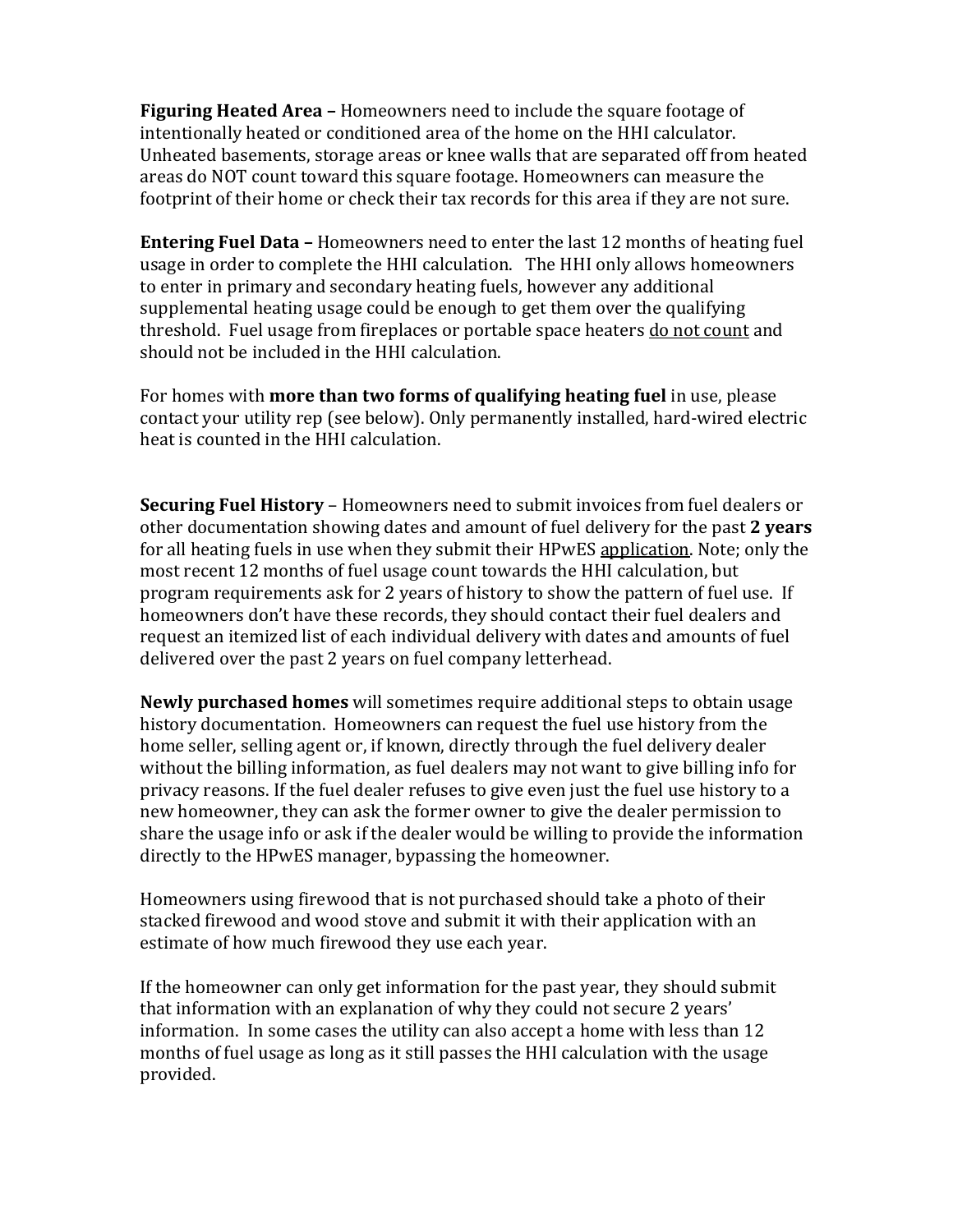**Figuring Heated Area –** Homeowners need to include the square footage of intentionally heated or conditioned area of the home on the HHI calculator. Unheated basements, storage areas or knee walls that are separated off from heated areas do NOT count toward this square footage. Homeowners can measure the footprint of their home or check their tax records for this area if they are not sure.

**Entering Fuel Data –** Homeowners need to enter the last 12 months of heating fuel usage in order to complete the HHI calculation. The HHI only allows homeowners to enter in primary and secondary heating fuels, however any additional supplemental heating usage could be enough to get them over the qualifying threshold. Fuel usage from fireplaces or portable space heaters <u>do not count</u> and should not be included in the HHI calculation.

For homes with **more than two forms of qualifying heating fuel** in use, please contact your utility rep (see below). Only permanently installed, hard-wired electric heat is counted in the HHI calculation.

**Securing Fuel History** – Homeowners need to submit invoices from fuel dealers or other documentation showing dates and amount of fuel delivery for the past **2 years** for all heating fuels in use when they submit their HPwES <u>application</u>. Note; only the most recent 12 months of fuel usage count towards the HHI calculation, but program requirements ask for 2 years of history to show the pattern of fuel use. If homeowners don't have these records, they should contact their fuel dealers and request an itemized list of each individual delivery with dates and amounts of fuel delivered over the past 2 years on fuel company letterhead.

**Newly purchased homes** will sometimes require additional steps to obtain usage history documentation. Homeowners can request the fuel use history from the home seller, selling agent or, if known, directly through the fuel delivery dealer without the billing information, as fuel dealers may not want to give billing info for privacy reasons. If the fuel dealer refuses to give even just the fuel use history to a new homeowner, they can ask the former owner to give the dealer permission to share the usage info or ask if the dealer would be willing to provide the information directly to the HPwES manager, bypassing the homeowner.

Homeowners using firewood that is not purchased should take a photo of their stacked firewood and wood stove and submit it with their application with an estimate of how much firewood they use each year.

If the homeowner can only get information for the past year, they should submit that information with an explanation of why they could not secure 2 years' information. In some cases the utility can also accept a home with less than 12 months of fuel usage as long as it still passes the HHI calculation with the usage provided.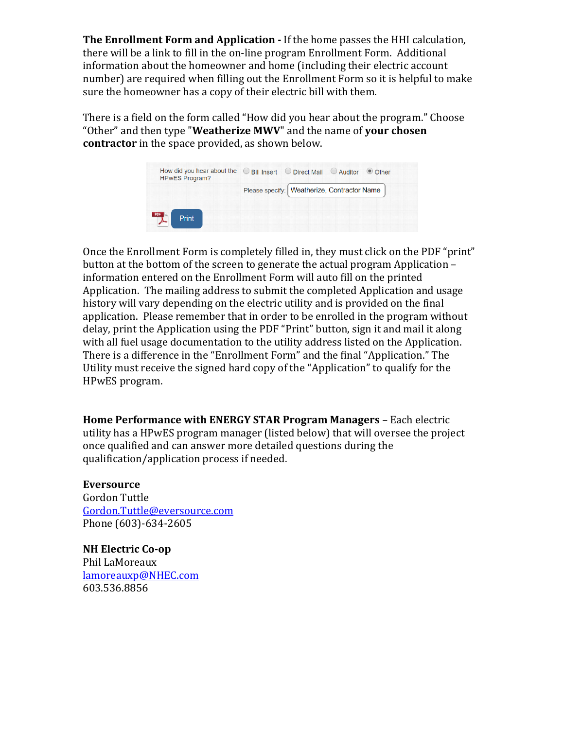**The Enrollment Form and Application -** If the home passes the HHI calculation, there will be a link to fill in the on-line program Enrollment Form. Additional information about the homeowner and home (including their electric account number) are required when filling out the Enrollment Form so it is helpful to make sure the homeowner has a copy of their electric bill with them.

There is a field on the form called "How did you hear about the program." Choose "Other" and then type "**Weatherize MWV**" and the name of **your chosen contractor** in the space provided, as shown below.

How did you hear about the HPwES Program? Bill Insert Direct Mail Auditor Other

Please specify: Weatherize, Contractor Name

Print

Once the Enrollment Form is completely filled in, they must click on the PDF "print" button at the bottom of the screen to generate the actual program Application – information entered on the Enrollment Form will auto fill on the printed Application. The mailing address to submit the completed Application and usage history will vary depending on the electric utility and is provided on the final application. Please remember that in order to be enrolled in the program without delay, print the Application using the PDF "Print" button, sign it and mail it along with all fuel usage documentation to the utility address listed on the Application. There is a difference in the "Enrollment Form" and the final "Application." The Utility must receive the signed hard copy of the "Application" to qualify for the HPwES program.

**Home Performance with ENERGY STAR Program Managers** – Each electric utility has a HPwES program manager (listed below) that will oversee the project once qualified and can answer more detailed questions during the qualification/application process if needed.

**Eversource**
Gordon Tuttle
Gordon.Tuttle@eversource.com
Phone (603)-634-2605

**NH Electric Co-op**
Phil LaMoreaux
lamoreauxp@NHEC.com
603.536.8856